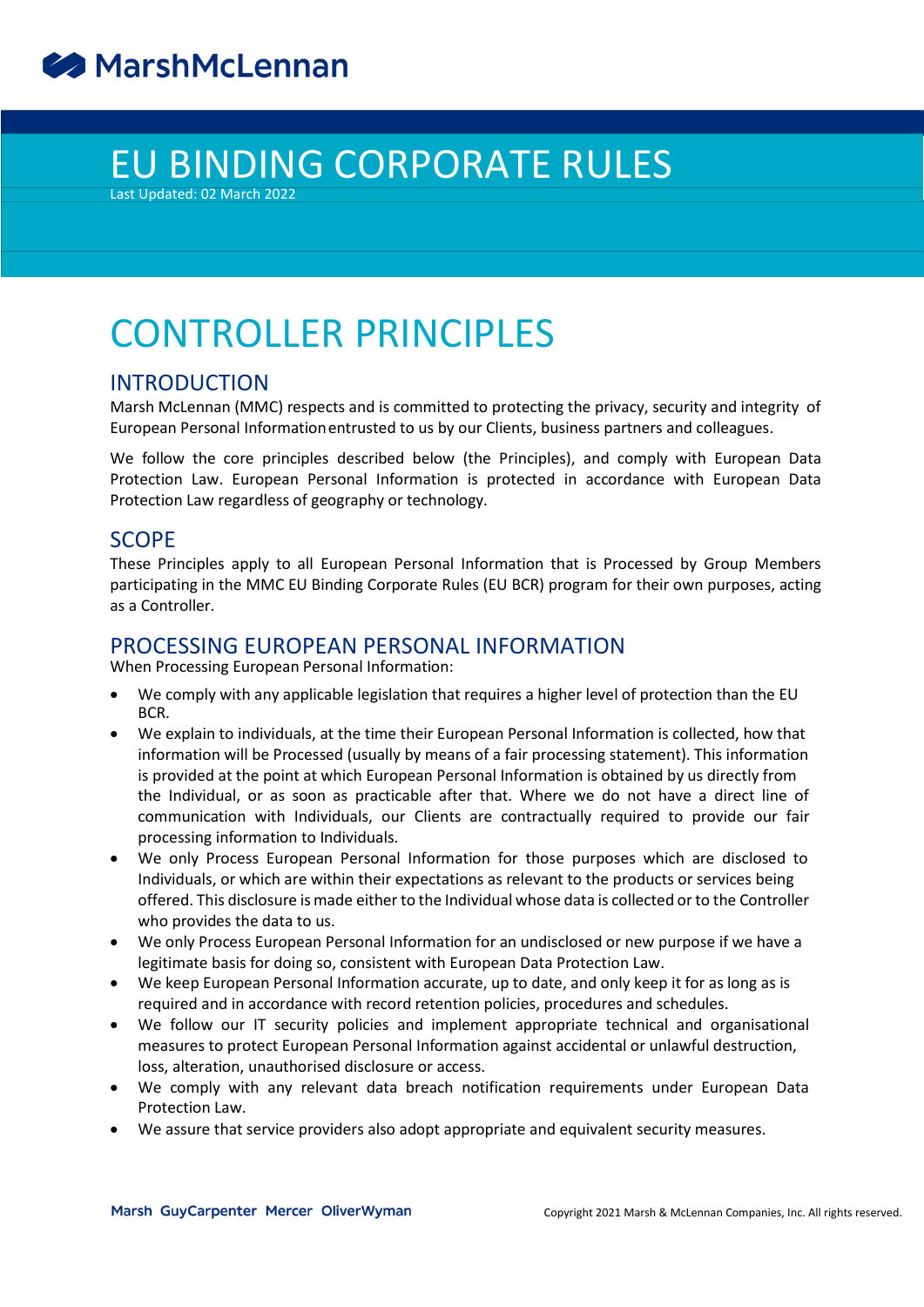MarshMcLennan

# EU BINDING CORPORATE RULES

Last Updated: 02 March 2022

# CONTROLLER PRINCIPLES

## INTRODUCTION

Marsh McLennan (MMC) respects and is committed to protecting the privacy, security and integrity of European Personal Information entrusted to us by our Clients, business partners and colleagues.

We follow the core principles described below (the Principles), and comply with European Data Protection Law. European Personal Information is protected in accordance with European Data Protection Law regardless of geography or technology.

## SCOPE

These Principles apply to all European Personal Information that is Processed by Group Members participating in the MMC EU Binding Corporate Rules (EU BCR) program for their own purposes, acting as a Controller.

## PROCESSING EUROPEAN PERSONAL INFORMATION

When Processing European Personal Information:

- We comply with any applicable legislation that requires a higher level of protection than the EU BCR.
- We explain to individuals, at the time their European Personal Information is collected, how that information will be Processed (usually by means of a fair processing statement). This information is provided at the point at which European Personal Information is obtained by us directly from the Individual, or as soon as practicable after that. Where we do not have a direct line of communication with Individuals, our Clients are contractually required to provide our fair processing information to Individuals.
- We only Process European Personal Information for those purposes which are disclosed to Individuals, or which are within their expectations as relevant to the products or services being offered. This disclosure is made either to the Individual whose data is collected or to the Controller who provides the data to us.
- We only Process European Personal Information for an undisclosed or new purpose if we have a legitimate basis for doing so, consistent with European Data Protection Law.
- We keep European Personal Information accurate, up to date, and only keep it for as long as is required and in accordance with record retention policies, procedures and schedules.
- We follow our IT security policies and implement appropriate technical and organisational measures to protect European Personal Information against accidental or unlawful destruction, loss, alteration, unauthorised disclosure or access.
- We comply with any relevant data breach notification requirements under European Data Protection Law.
- We assure that service providers also adopt appropriate and equivalent security measures.

Marsh GuyCarpenter Mercer OliverWyman

Copyright 2021 Marsh & McLennan Companies, Inc. All rights reserved.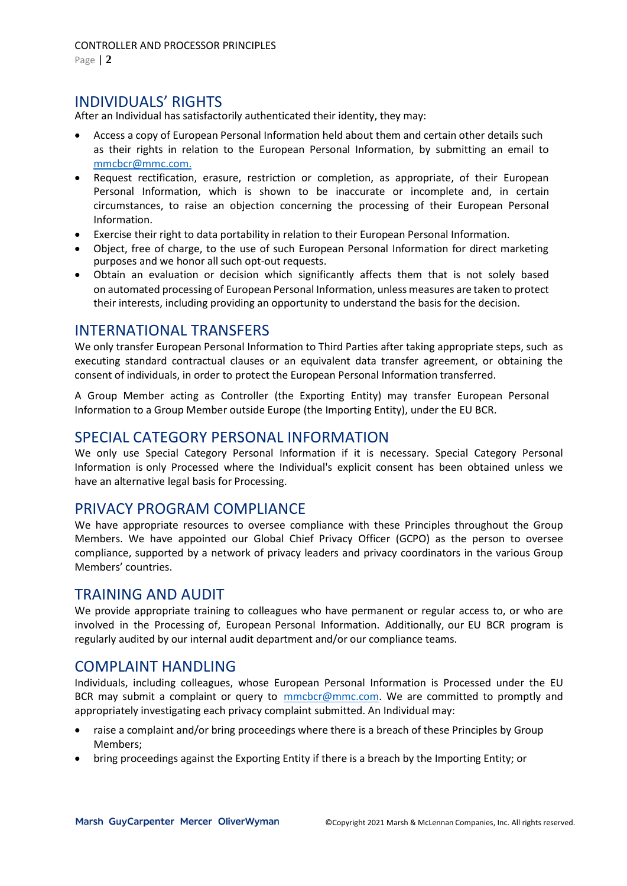## INDIVIDUALS' RIGHTS

After an Individual has satisfactorily authenticated their identity, they may:

- Access a copy of European Personal Information held about them and certain other details such as their rights in relation to the European Personal Information, by submitting an email to mmcbcr@mmc.com.
- Request rectification, erasure, restriction or completion, as appropriate, of their European Personal Information, which is shown to be inaccurate or incomplete and, in certain circumstances, to raise an objection concerning the processing of their European Personal Information.
- Exercise their right to data portability in relation to their European Personal Information.
- Object, free of charge, to the use of such European Personal Information for direct marketing purposes and we honor all such opt-out requests.
- Obtain an evaluation or decision which significantly affects them that is not solely based on automated processing of European Personal Information, unless measures are taken to protect their interests, including providing an opportunity to understand the basis for the decision.

## INTERNATIONAL TRANSFERS

We only transfer European Personal Information to Third Parties after taking appropriate steps, such as executing standard contractual clauses or an equivalent data transfer agreement, or obtaining the consent of individuals, in order to protect the European Personal Information transferred.

A Group Member acting as Controller (the Exporting Entity) may transfer European Personal Information to a Group Member outside Europe (the Importing Entity), under the EU BCR.

## SPECIAL CATEGORY PERSONAL INFORMATION

We only use Special Category Personal Information if it is necessary. Special Category Personal Information is only Processed where the Individual's explicit consent has been obtained unless we have an alternative legal basis for Processing.

## PRIVACY PROGRAM COMPLIANCE

We have appropriate resources to oversee compliance with these Principles throughout the Group Members. We have appointed our Global Chief Privacy Officer (GCPO) as the person to oversee compliance, supported by a network of privacy leaders and privacy coordinators in the various Group Members' countries.

## TRAINING AND AUDIT

We provide appropriate training to colleagues who have permanent or regular access to, or who are involved in the Processing of, European Personal Information. Additionally, our EU BCR program is regularly audited by our internal audit department and/or our compliance teams.

## COMPLAINT HANDLING

Individuals, including colleagues, whose European Personal Information is Processed under the EU BCR may submit a complaint or query to mmcbcr@mmc.com. We are committed to promptly and appropriately investigating each privacy complaint submitted. An Individual may:

- raise a complaint and/or bring proceedings where there is a breach of these Principles by Group Members;
- bring proceedings against the Exporting Entity if there is a breach by the Importing Entity; or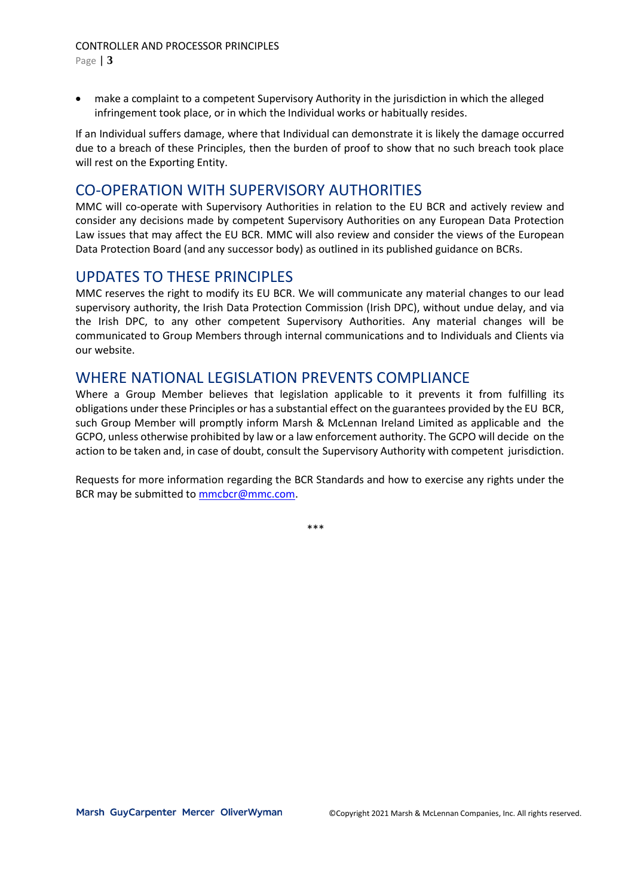- make a complaint to a competent Supervisory Authority in the jurisdiction in which the alleged infringement took place, or in which the Individual works or habitually resides.

If an Individual suffers damage, where that Individual can demonstrate it is likely the damage occurred due to a breach of these Principles, then the burden of proof to show that no such breach took place will rest on the Exporting Entity.

## CO-OPERATION WITH SUPERVISORY AUTHORITIES

MMC will co-operate with Supervisory Authorities in relation to the EU BCR and actively review and consider any decisions made by competent Supervisory Authorities on any European Data Protection Law issues that may affect the EU BCR. MMC will also review and consider the views of the European Data Protection Board (and any successor body) as outlined in its published guidance on BCRs.

## UPDATES TO THESE PRINCIPLES

MMC reserves the right to modify its EU BCR. We will communicate any material changes to our lead supervisory authority, the Irish Data Protection Commission (Irish DPC), without undue delay, and via the Irish DPC, to any other competent Supervisory Authorities. Any material changes will be communicated to Group Members through internal communications and to Individuals and Clients via our website.

## WHERE NATIONAL LEGISLATION PREVENTS COMPLIANCE

Where a Group Member believes that legislation applicable to it prevents it from fulfilling its obligations under these Principles or has a substantial effect on the guarantees provided by the EU BCR, such Group Member will promptly inform Marsh & McLennan Ireland Limited as applicable and the GCPO, unless otherwise prohibited by law or a law enforcement authority. The GCPO will decide on the action to be taken and, in case of doubt, consult the Supervisory Authority with competent jurisdiction.

Requests for more information regarding the BCR Standards and how to exercise any rights under the BCR may be submitted to mmcbcr@mmc.com.

***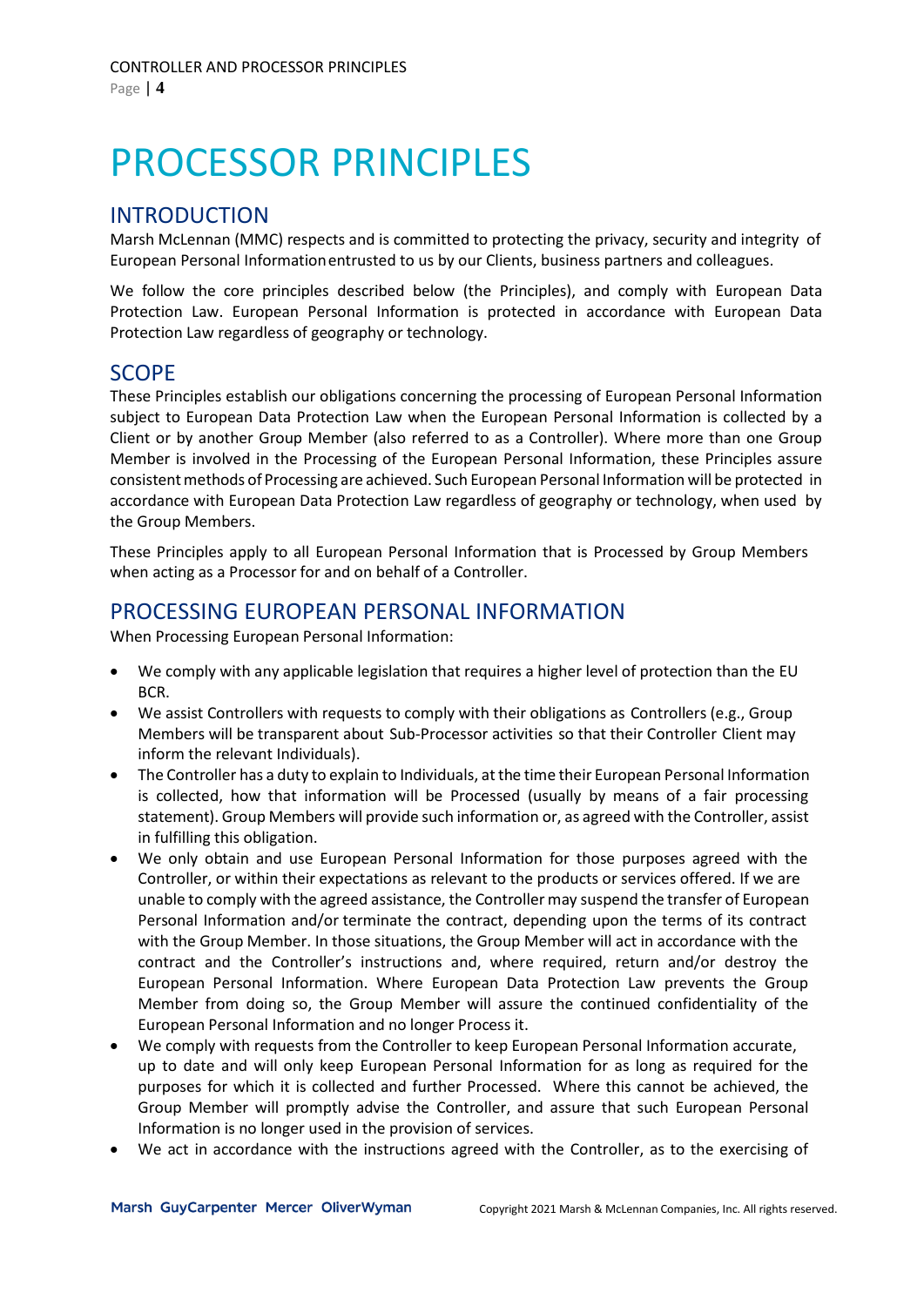# PROCESSOR PRINCIPLES

## INTRODUCTION

Marsh McLennan (MMC) respects and is committed to protecting the privacy, security and integrity of European Personal Information entrusted to us by our Clients, business partners and colleagues.

We follow the core principles described below (the Principles), and comply with European Data Protection Law. European Personal Information is protected in accordance with European Data Protection Law regardless of geography or technology.

## SCOPE

These Principles establish our obligations concerning the processing of European Personal Information subject to European Data Protection Law when the European Personal Information is collected by a Client or by another Group Member (also referred to as a Controller). Where more than one Group Member is involved in the Processing of the European Personal Information, these Principles assure consistent methods of Processing are achieved. Such European Personal Information will be protected in accordance with European Data Protection Law regardless of geography or technology, when used by the Group Members.

These Principles apply to all European Personal Information that is Processed by Group Members when acting as a Processor for and on behalf of a Controller.

## PROCESSING EUROPEAN PERSONAL INFORMATION

When Processing European Personal Information:

- We comply with any applicable legislation that requires a higher level of protection than the EU BCR.
- We assist Controllers with requests to comply with their obligations as Controllers (e.g., Group Members will be transparent about Sub-Processor activities so that their Controller Client may inform the relevant Individuals).
- The Controller has a duty to explain to Individuals, at the time their European Personal Information is collected, how that information will be Processed (usually by means of a fair processing statement). Group Members will provide such information or, as agreed with the Controller, assist in fulfilling this obligation.
- We only obtain and use European Personal Information for those purposes agreed with the Controller, or within their expectations as relevant to the products or services offered. If we are unable to comply with the agreed assistance, the Controller may suspend the transfer of European Personal Information and/or terminate the contract, depending upon the terms of its contract with the Group Member. In those situations, the Group Member will act in accordance with the contract and the Controller's instructions and, where required, return and/or destroy the European Personal Information. Where European Data Protection Law prevents the Group Member from doing so, the Group Member will assure the continued confidentiality of the European Personal Information and no longer Process it.
- We comply with requests from the Controller to keep European Personal Information accurate, up to date and will only keep European Personal Information for as long as required for the purposes for which it is collected and further Processed. Where this cannot be achieved, the Group Member will promptly advise the Controller, and assure that such European Personal Information is no longer used in the provision of services.
- We act in accordance with the instructions agreed with the Controller, as to the exercising of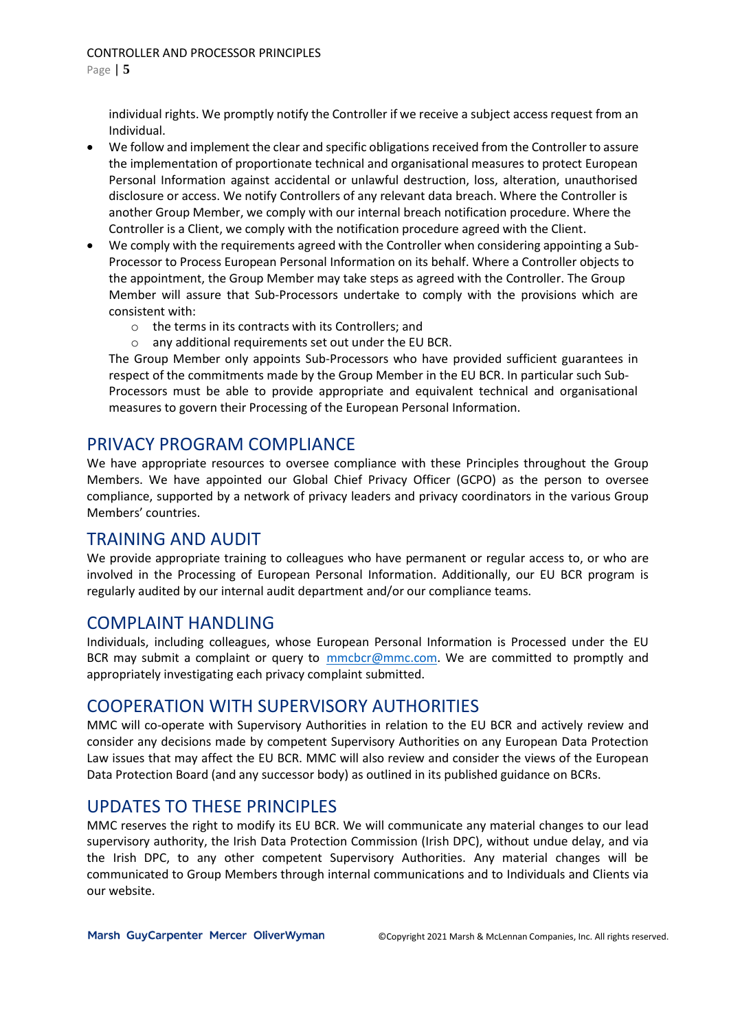individual rights. We promptly notify the Controller if we receive a subject access request from an Individual.

- We follow and implement the clear and specific obligations received from the Controller to assure the implementation of proportionate technical and organisational measures to protect European Personal Information against accidental or unlawful destruction, loss, alteration, unauthorised disclosure or access. We notify Controllers of any relevant data breach. Where the Controller is another Group Member, we comply with our internal breach notification procedure. Where the Controller is a Client, we comply with the notification procedure agreed with the Client.
- We comply with the requirements agreed with the Controller when considering appointing a Sub-Processor to Process European Personal Information on its behalf. Where a Controller objects to the appointment, the Group Member may take steps as agreed with the Controller. The Group Member will assure that Sub-Processors undertake to comply with the provisions which are consistent with:
  - the terms in its contracts with its Controllers; and
  - any additional requirements set out under the EU BCR.

  The Group Member only appoints Sub-Processors who have provided sufficient guarantees in respect of the commitments made by the Group Member in the EU BCR. In particular such Sub-Processors must be able to provide appropriate and equivalent technical and organisational measures to govern their Processing of the European Personal Information.

## PRIVACY PROGRAM COMPLIANCE

We have appropriate resources to oversee compliance with these Principles throughout the Group Members. We have appointed our Global Chief Privacy Officer (GCPO) as the person to oversee compliance, supported by a network of privacy leaders and privacy coordinators in the various Group Members' countries.

## TRAINING AND AUDIT

We provide appropriate training to colleagues who have permanent or regular access to, or who are involved in the Processing of European Personal Information. Additionally, our EU BCR program is regularly audited by our internal audit department and/or our compliance teams.

## COMPLAINT HANDLING

Individuals, including colleagues, whose European Personal Information is Processed under the EU BCR may submit a complaint or query to mmcbcr@mmc.com. We are committed to promptly and appropriately investigating each privacy complaint submitted.

## COOPERATION WITH SUPERVISORY AUTHORITIES

MMC will co-operate with Supervisory Authorities in relation to the EU BCR and actively review and consider any decisions made by competent Supervisory Authorities on any European Data Protection Law issues that may affect the EU BCR. MMC will also review and consider the views of the European Data Protection Board (and any successor body) as outlined in its published guidance on BCRs.

## UPDATES TO THESE PRINCIPLES

MMC reserves the right to modify its EU BCR. We will communicate any material changes to our lead supervisory authority, the Irish Data Protection Commission (Irish DPC), without undue delay, and via the Irish DPC, to any other competent Supervisory Authorities. Any material changes will be communicated to Group Members through internal communications and to Individuals and Clients via our website.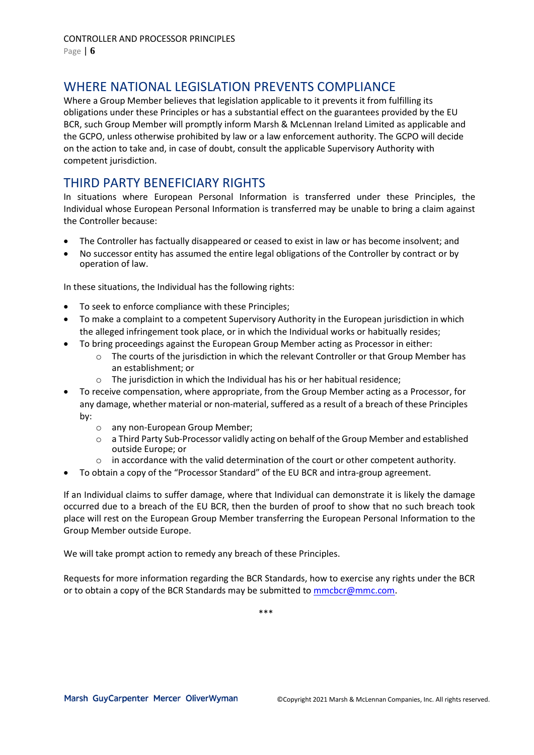## WHERE NATIONAL LEGISLATION PREVENTS COMPLIANCE

Where a Group Member believes that legislation applicable to it prevents it from fulfilling its obligations under these Principles or has a substantial effect on the guarantees provided by the EU BCR, such Group Member will promptly inform Marsh & McLennan Ireland Limited as applicable and the GCPO, unless otherwise prohibited by law or a law enforcement authority. The GCPO will decide on the action to take and, in case of doubt, consult the applicable Supervisory Authority with competent jurisdiction.

## THIRD PARTY BENEFICIARY RIGHTS

In situations where European Personal Information is transferred under these Principles, the Individual whose European Personal Information is transferred may be unable to bring a claim against the Controller because:

- The Controller has factually disappeared or ceased to exist in law or has become insolvent; and
- No successor entity has assumed the entire legal obligations of the Controller by contract or by operation of law.

In these situations, the Individual has the following rights:

- To seek to enforce compliance with these Principles;
- To make a complaint to a competent Supervisory Authority in the European jurisdiction in which the alleged infringement took place, or in which the Individual works or habitually resides;
- To bring proceedings against the European Group Member acting as Processor in either:
  - The courts of the jurisdiction in which the relevant Controller or that Group Member has an establishment; or
  - The jurisdiction in which the Individual has his or her habitual residence;
- To receive compensation, where appropriate, from the Group Member acting as a Processor, for any damage, whether material or non-material, suffered as a result of a breach of these Principles by:
  - any non-European Group Member;
  - a Third Party Sub-Processor validly acting on behalf of the Group Member and established outside Europe; or
  - in accordance with the valid determination of the court or other competent authority.
- To obtain a copy of the "Processor Standard" of the EU BCR and intra-group agreement.

If an Individual claims to suffer damage, where that Individual can demonstrate it is likely the damage occurred due to a breach of the EU BCR, then the burden of proof to show that no such breach took place will rest on the European Group Member transferring the European Personal Information to the Group Member outside Europe.

We will take prompt action to remedy any breach of these Principles.

Requests for more information regarding the BCR Standards, how to exercise any rights under the BCR or to obtain a copy of the BCR Standards may be submitted to mmcbcr@mmc.com.

***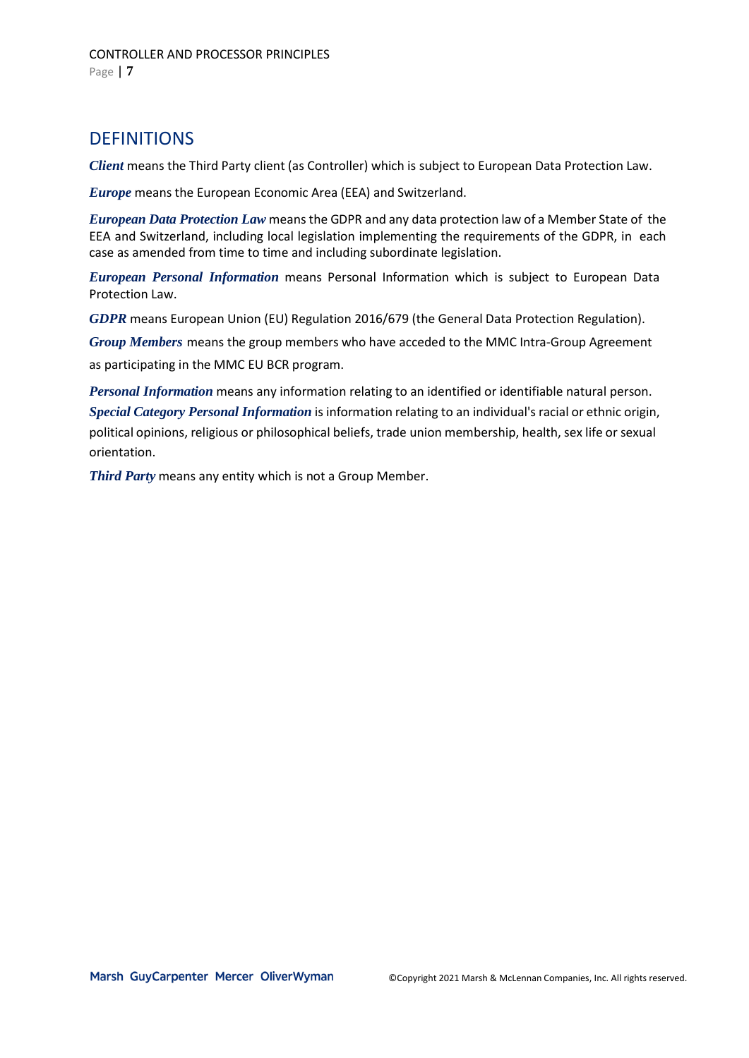## DEFINITIONS

***Client*** means the Third Party client (as Controller) which is subject to European Data Protection Law.

***Europe*** means the European Economic Area (EEA) and Switzerland.

***European Data Protection Law*** means the GDPR and any data protection law of a Member State of the EEA and Switzerland, including local legislation implementing the requirements of the GDPR, in each case as amended from time to time and including subordinate legislation.

***European Personal Information*** means Personal Information which is subject to European Data Protection Law.

***GDPR*** means European Union (EU) Regulation 2016/679 (the General Data Protection Regulation).

***Group Members*** means the group members who have acceded to the MMC Intra-Group Agreement as participating in the MMC EU BCR program.

***Personal Information*** means any information relating to an identified or identifiable natural person.

***Special Category Personal Information*** is information relating to an individual's racial or ethnic origin, political opinions, religious or philosophical beliefs, trade union membership, health, sex life or sexual orientation.

***Third Party*** means any entity which is not a Group Member.